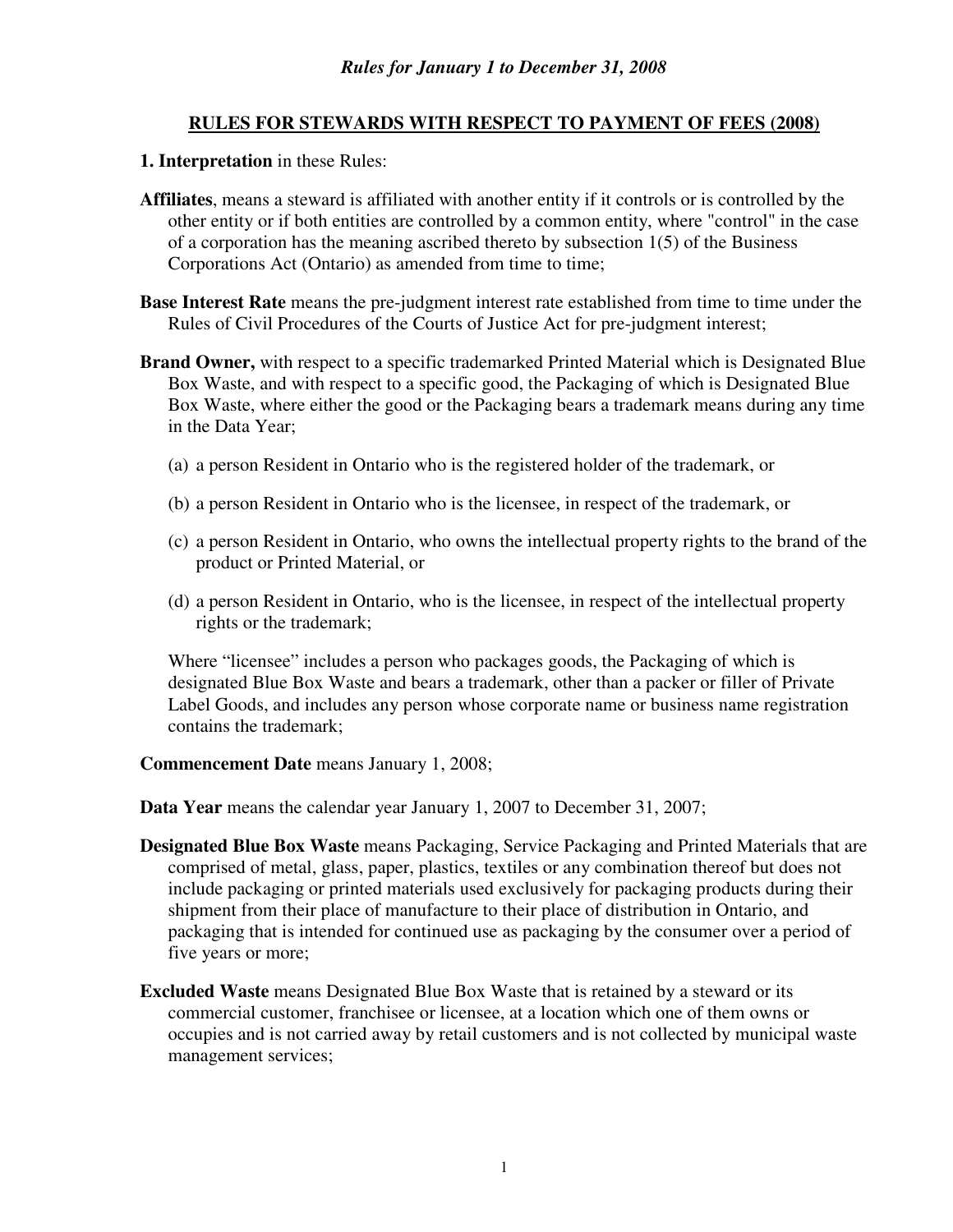*Rules for January 1 to December 31, 2008*

## RULES FOR STEWARDS WITH RESPECT TO PAYMENT OF FEES (2008)

**1. Interpretation** in these Rules:

**Affiliates**, means a steward is affiliated with another entity if it controls or is controlled by the other entity or if both entities are controlled by a common entity, where "control" in the case of a corporation has the meaning ascribed thereto by subsection 1(5) of the Business Corporations Act (Ontario) as amended from time to time;

**Base Interest Rate** means the pre-judgment interest rate established from time to time under the Rules of Civil Procedures of the Courts of Justice Act for pre-judgment interest;

**Brand Owner,** with respect to a specific trademarked Printed Material which is Designated Blue Box Waste, and with respect to a specific good, the Packaging of which is Designated Blue Box Waste, where either the good or the Packaging bears a trademark means during any time in the Data Year;

(a) a person Resident in Ontario who is the registered holder of the trademark, or

(b) a person Resident in Ontario who is the licensee, in respect of the trademark, or

(c) a person Resident in Ontario, who owns the intellectual property rights to the brand of the product or Printed Material, or

(d) a person Resident in Ontario, who is the licensee, in respect of the intellectual property rights or the trademark;

Where "licensee" includes a person who packages goods, the Packaging of which is designated Blue Box Waste and bears a trademark, other than a packer or filler of Private Label Goods, and includes any person whose corporate name or business name registration contains the trademark;

**Commencement Date** means January 1, 2008;

**Data Year** means the calendar year January 1, 2007 to December 31, 2007;

**Designated Blue Box Waste** means Packaging, Service Packaging and Printed Materials that are comprised of metal, glass, paper, plastics, textiles or any combination thereof but does not include packaging or printed materials used exclusively for packaging products during their shipment from their place of manufacture to their place of distribution in Ontario, and packaging that is intended for continued use as packaging by the consumer over a period of five years or more;

**Excluded Waste** means Designated Blue Box Waste that is retained by a steward or its commercial customer, franchisee or licensee, at a location which one of them owns or occupies and is not carried away by retail customers and is not collected by municipal waste management services;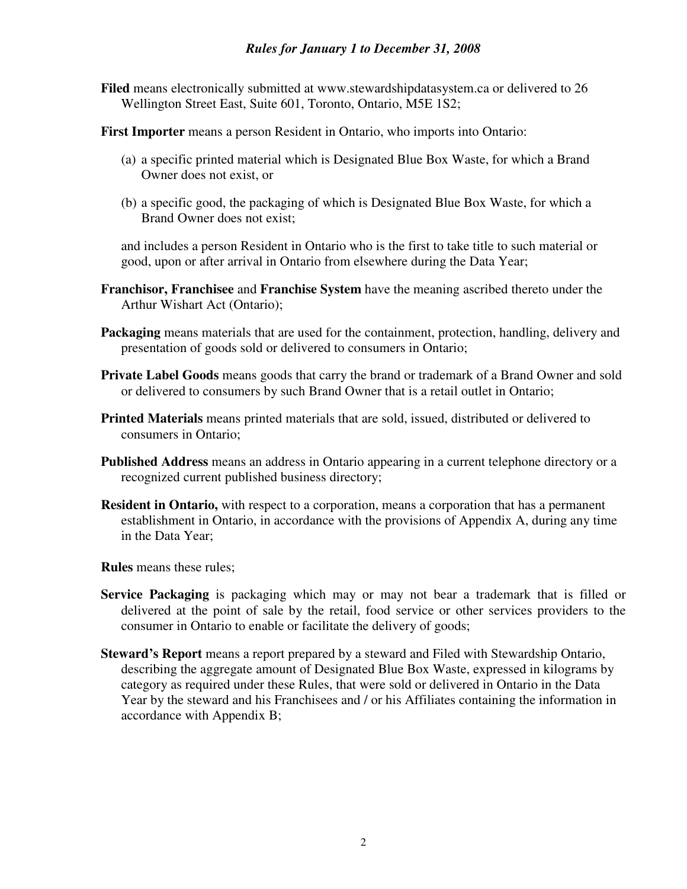**Filed** means electronically submitted at www.stewardshipdatasystem.ca or delivered to 26 Wellington Street East, Suite 601, Toronto, Ontario, M5E 1S2;

**First Importer** means a person Resident in Ontario, who imports into Ontario:

(a) a specific printed material which is Designated Blue Box Waste, for which a Brand Owner does not exist, or

(b) a specific good, the packaging of which is Designated Blue Box Waste, for which a Brand Owner does not exist;

and includes a person Resident in Ontario who is the first to take title to such material or good, upon or after arrival in Ontario from elsewhere during the Data Year;

**Franchisor, Franchisee** and **Franchise System** have the meaning ascribed thereto under the Arthur Wishart Act (Ontario);

**Packaging** means materials that are used for the containment, protection, handling, delivery and presentation of goods sold or delivered to consumers in Ontario;

**Private Label Goods** means goods that carry the brand or trademark of a Brand Owner and sold or delivered to consumers by such Brand Owner that is a retail outlet in Ontario;

**Printed Materials** means printed materials that are sold, issued, distributed or delivered to consumers in Ontario;

**Published Address** means an address in Ontario appearing in a current telephone directory or a recognized current published business directory;

**Resident in Ontario,** with respect to a corporation, means a corporation that has a permanent establishment in Ontario, in accordance with the provisions of Appendix A, during any time in the Data Year;

**Rules** means these rules;

**Service Packaging** is packaging which may or may not bear a trademark that is filled or delivered at the point of sale by the retail, food service or other services providers to the consumer in Ontario to enable or facilitate the delivery of goods;

**Steward's Report** means a report prepared by a steward and Filed with Stewardship Ontario, describing the aggregate amount of Designated Blue Box Waste, expressed in kilograms by category as required under these Rules, that were sold or delivered in Ontario in the Data Year by the steward and his Franchisees and / or his Affiliates containing the information in accordance with Appendix B;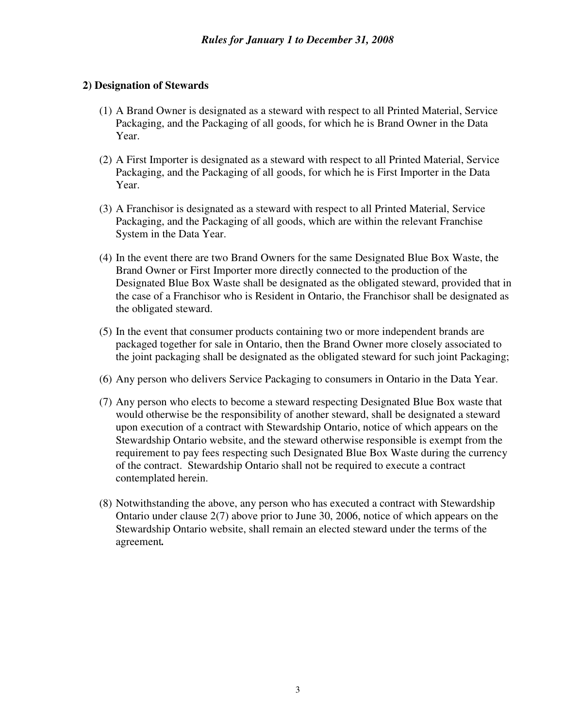## 2) Designation of Stewards

(1) A Brand Owner is designated as a steward with respect to all Printed Material, Service Packaging, and the Packaging of all goods, for which he is Brand Owner in the Data Year.

(2) A First Importer is designated as a steward with respect to all Printed Material, Service Packaging, and the Packaging of all goods, for which he is First Importer in the Data Year.

(3) A Franchisor is designated as a steward with respect to all Printed Material, Service Packaging, and the Packaging of all goods, which are within the relevant Franchise System in the Data Year.

(4) In the event there are two Brand Owners for the same Designated Blue Box Waste, the Brand Owner or First Importer more directly connected to the production of the Designated Blue Box Waste shall be designated as the obligated steward, provided that in the case of a Franchisor who is Resident in Ontario, the Franchisor shall be designated as the obligated steward.

(5) In the event that consumer products containing two or more independent brands are packaged together for sale in Ontario, then the Brand Owner more closely associated to the joint packaging shall be designated as the obligated steward for such joint Packaging;

(6) Any person who delivers Service Packaging to consumers in Ontario in the Data Year.

(7) Any person who elects to become a steward respecting Designated Blue Box waste that would otherwise be the responsibility of another steward, shall be designated a steward upon execution of a contract with Stewardship Ontario, notice of which appears on the Stewardship Ontario website, and the steward otherwise responsible is exempt from the requirement to pay fees respecting such Designated Blue Box Waste during the currency of the contract. Stewardship Ontario shall not be required to execute a contract contemplated herein.

(8) Notwithstanding the above, any person who has executed a contract with Stewardship Ontario under clause 2(7) above prior to June 30, 2006, notice of which appears on the Stewardship Ontario website, shall remain an elected steward under the terms of the agreement**.**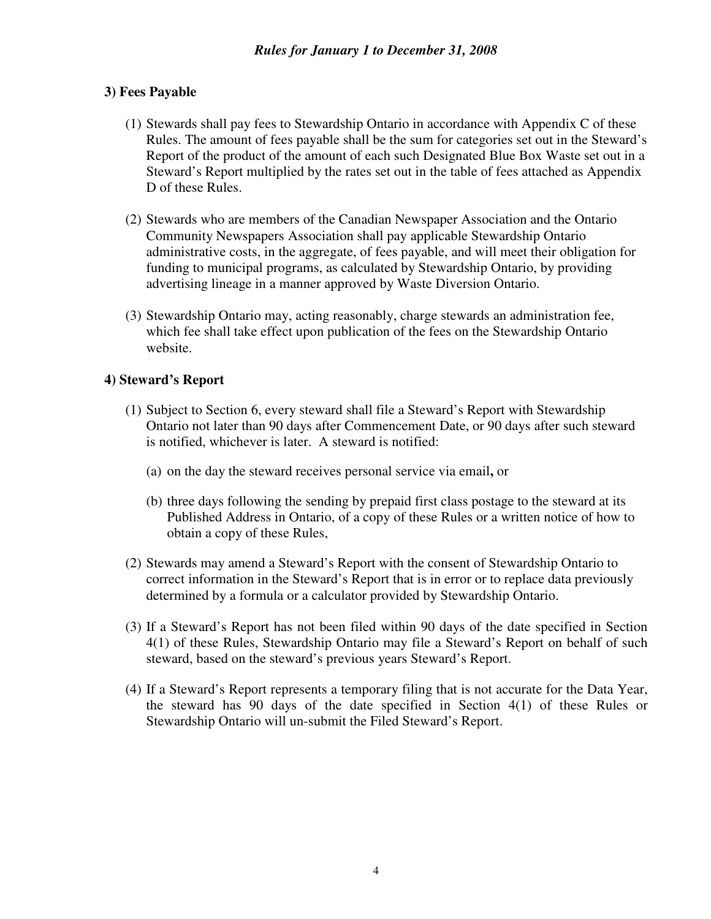### 3) Fees Payable

(1) Stewards shall pay fees to Stewardship Ontario in accordance with Appendix C of these Rules. The amount of fees payable shall be the sum for categories set out in the Steward's Report of the product of the amount of each such Designated Blue Box Waste set out in a Steward's Report multiplied by the rates set out in the table of fees attached as Appendix D of these Rules.

(2) Stewards who are members of the Canadian Newspaper Association and the Ontario Community Newspapers Association shall pay applicable Stewardship Ontario administrative costs, in the aggregate, of fees payable, and will meet their obligation for funding to municipal programs, as calculated by Stewardship Ontario, by providing advertising lineage in a manner approved by Waste Diversion Ontario.

(3) Stewardship Ontario may, acting reasonably, charge stewards an administration fee, which fee shall take effect upon publication of the fees on the Stewardship Ontario website.

### 4) Steward's Report

(1) Subject to Section 6, every steward shall file a Steward's Report with Stewardship Ontario not later than 90 days after Commencement Date, or 90 days after such steward is notified, whichever is later. A steward is notified:

   (a) on the day the steward receives personal service via email**,** or

   (b) three days following the sending by prepaid first class postage to the steward at its Published Address in Ontario, of a copy of these Rules or a written notice of how to obtain a copy of these Rules,

(2) Stewards may amend a Steward's Report with the consent of Stewardship Ontario to correct information in the Steward's Report that is in error or to replace data previously determined by a formula or a calculator provided by Stewardship Ontario.

(3) If a Steward's Report has not been filed within 90 days of the date specified in Section 4(1) of these Rules, Stewardship Ontario may file a Steward's Report on behalf of such steward, based on the steward's previous years Steward's Report.

(4) If a Steward's Report represents a temporary filing that is not accurate for the Data Year, the steward has 90 days of the date specified in Section 4(1) of these Rules or Stewardship Ontario will un-submit the Filed Steward's Report.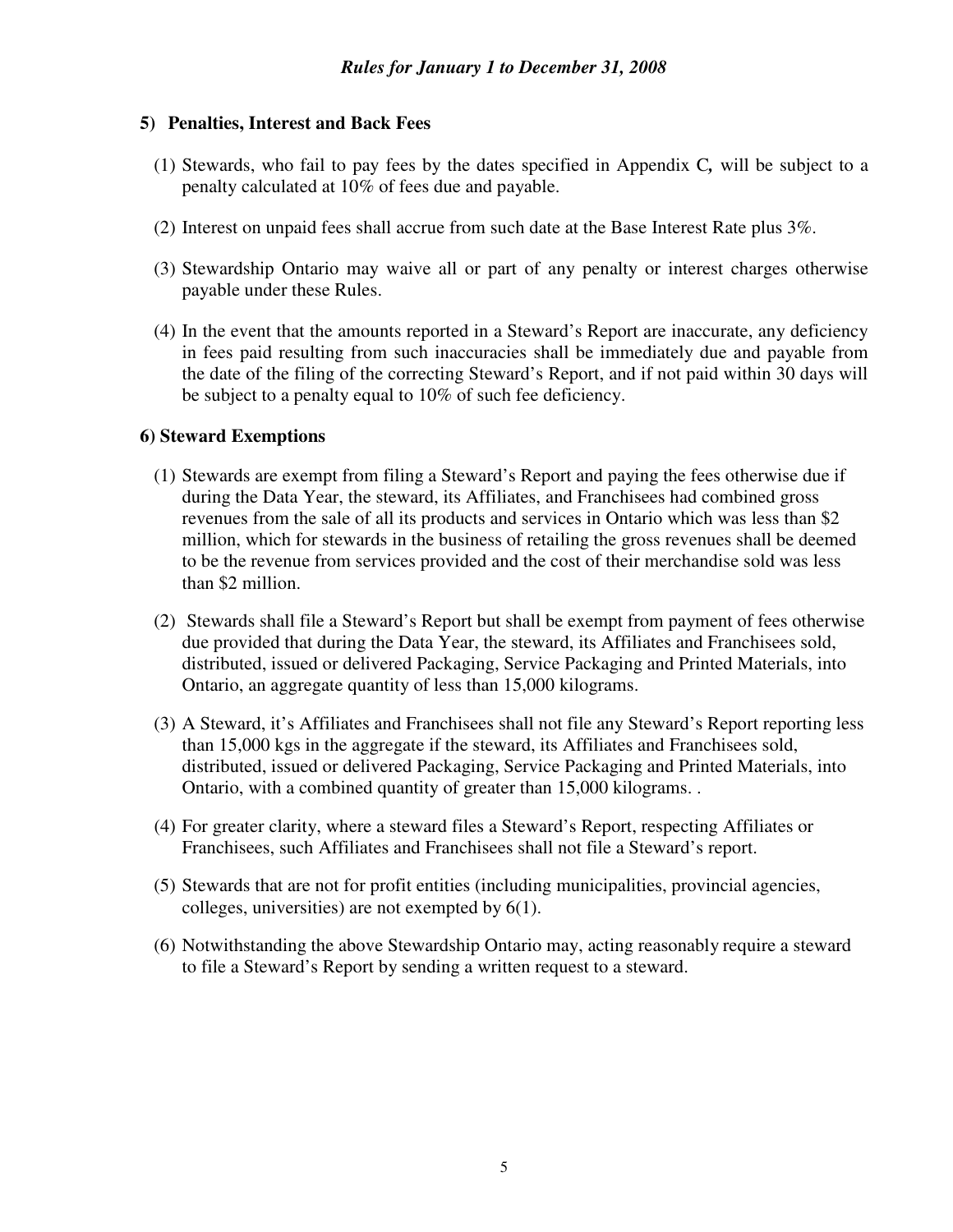### 5) Penalties, Interest and Back Fees

(1) Stewards, who fail to pay fees by the dates specified in Appendix C*,* will be subject to a penalty calculated at 10% of fees due and payable.

(2) Interest on unpaid fees shall accrue from such date at the Base Interest Rate plus 3%.

(3) Stewardship Ontario may waive all or part of any penalty or interest charges otherwise payable under these Rules.

(4) In the event that the amounts reported in a Steward's Report are inaccurate, any deficiency in fees paid resulting from such inaccuracies shall be immediately due and payable from the date of the filing of the correcting Steward's Report, and if not paid within 30 days will be subject to a penalty equal to 10% of such fee deficiency.

### 6) Steward Exemptions

(1) Stewards are exempt from filing a Steward's Report and paying the fees otherwise due if during the Data Year, the steward, its Affiliates, and Franchisees had combined gross revenues from the sale of all its products and services in Ontario which was less than $2 million, which for stewards in the business of retailing the gross revenues shall be deemed to be the revenue from services provided and the cost of their merchandise sold was less than $2 million.

(2) Stewards shall file a Steward's Report but shall be exempt from payment of fees otherwise due provided that during the Data Year, the steward, its Affiliates and Franchisees sold, distributed, issued or delivered Packaging, Service Packaging and Printed Materials, into Ontario, an aggregate quantity of less than 15,000 kilograms.

(3) A Steward, it's Affiliates and Franchisees shall not file any Steward's Report reporting less than 15,000 kgs in the aggregate if the steward, its Affiliates and Franchisees sold, distributed, issued or delivered Packaging, Service Packaging and Printed Materials, into Ontario, with a combined quantity of greater than 15,000 kilograms. .

(4) For greater clarity, where a steward files a Steward's Report, respecting Affiliates or Franchisees, such Affiliates and Franchisees shall not file a Steward's report.

(5) Stewards that are not for profit entities (including municipalities, provincial agencies, colleges, universities) are not exempted by 6(1).

(6) Notwithstanding the above Stewardship Ontario may, acting reasonably require a steward to file a Steward's Report by sending a written request to a steward.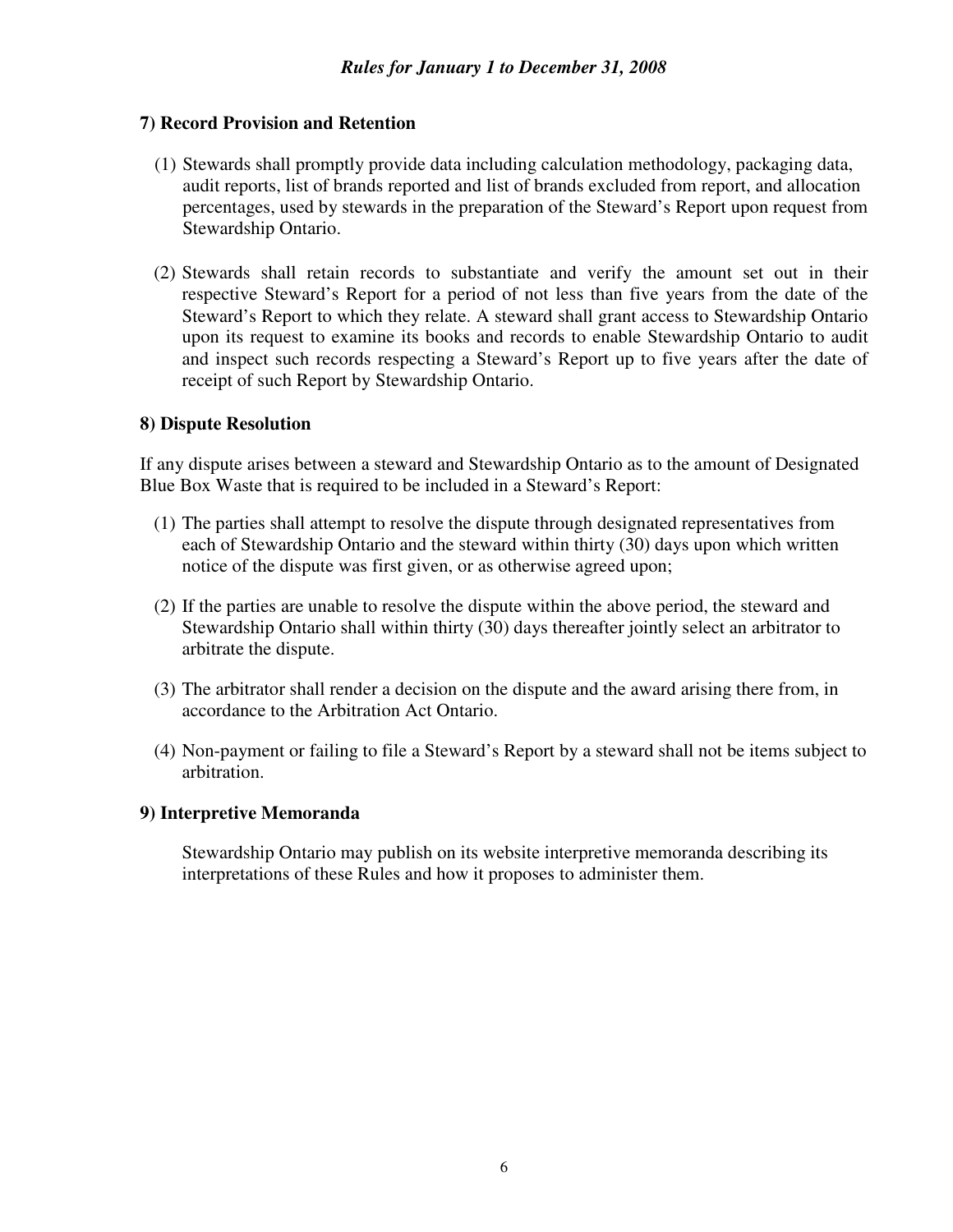### 7) Record Provision and Retention

(1) Stewards shall promptly provide data including calculation methodology, packaging data, audit reports, list of brands reported and list of brands excluded from report, and allocation percentages, used by stewards in the preparation of the Steward's Report upon request from Stewardship Ontario.

(2) Stewards shall retain records to substantiate and verify the amount set out in their respective Steward's Report for a period of not less than five years from the date of the Steward's Report to which they relate. A steward shall grant access to Stewardship Ontario upon its request to examine its books and records to enable Stewardship Ontario to audit and inspect such records respecting a Steward's Report up to five years after the date of receipt of such Report by Stewardship Ontario.

### 8) Dispute Resolution

If any dispute arises between a steward and Stewardship Ontario as to the amount of Designated Blue Box Waste that is required to be included in a Steward's Report:

(1) The parties shall attempt to resolve the dispute through designated representatives from each of Stewardship Ontario and the steward within thirty (30) days upon which written notice of the dispute was first given, or as otherwise agreed upon;

(2) If the parties are unable to resolve the dispute within the above period, the steward and Stewardship Ontario shall within thirty (30) days thereafter jointly select an arbitrator to arbitrate the dispute.

(3) The arbitrator shall render a decision on the dispute and the award arising there from, in accordance to the Arbitration Act Ontario.

(4) Non-payment or failing to file a Steward's Report by a steward shall not be items subject to arbitration.

### 9) Interpretive Memoranda

Stewardship Ontario may publish on its website interpretive memoranda describing its interpretations of these Rules and how it proposes to administer them.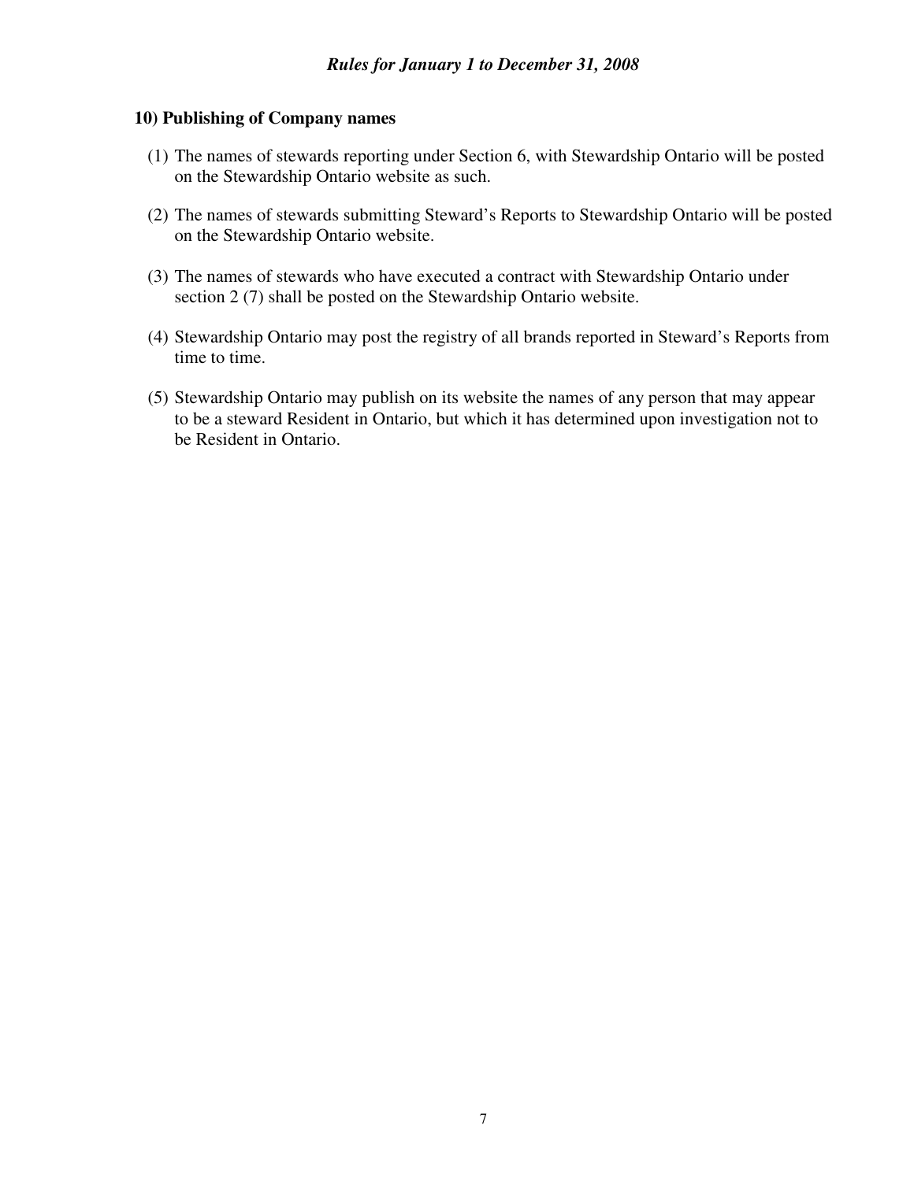## 10) Publishing of Company names

(1) The names of stewards reporting under Section 6, with Stewardship Ontario will be posted on the Stewardship Ontario website as such.

(2) The names of stewards submitting Steward's Reports to Stewardship Ontario will be posted on the Stewardship Ontario website.

(3) The names of stewards who have executed a contract with Stewardship Ontario under section 2 (7) shall be posted on the Stewardship Ontario website.

(4) Stewardship Ontario may post the registry of all brands reported in Steward's Reports from time to time.

(5) Stewardship Ontario may publish on its website the names of any person that may appear to be a steward Resident in Ontario, but which it has determined upon investigation not to be Resident in Ontario.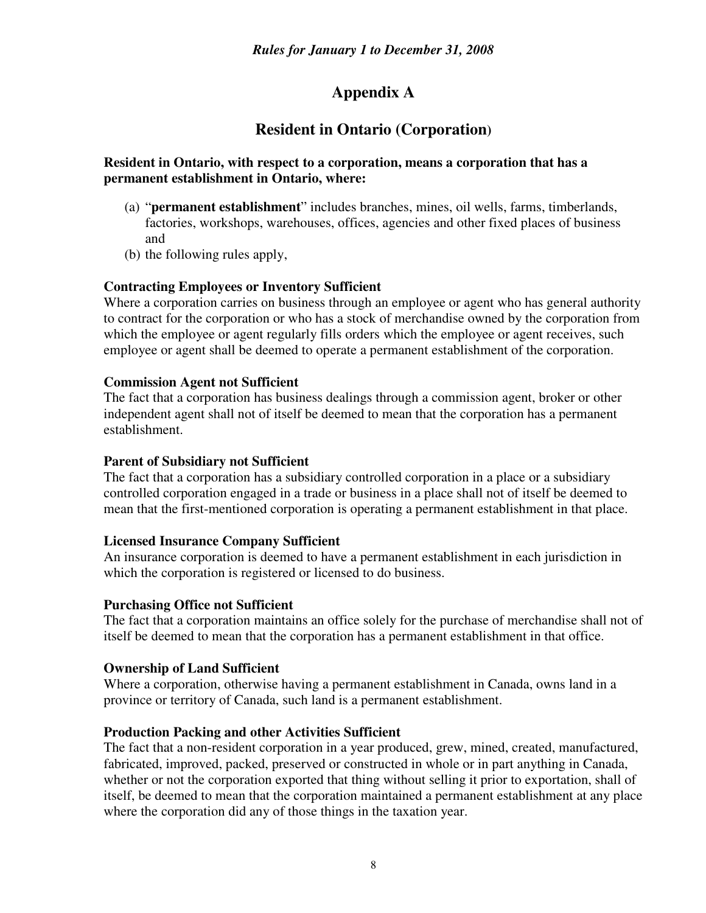*Rules for January 1 to December 31, 2008*

# Appendix A

## Resident in Ontario (Corporation)

**Resident in Ontario, with respect to a corporation, means a corporation that has a permanent establishment in Ontario, where:**

(a) "**permanent establishment**" includes branches, mines, oil wells, farms, timberlands, factories, workshops, warehouses, offices, agencies and other fixed places of business and
(b) the following rules apply,

**Contracting Employees or Inventory Sufficient**
Where a corporation carries on business through an employee or agent who has general authority to contract for the corporation or who has a stock of merchandise owned by the corporation from which the employee or agent regularly fills orders which the employee or agent receives, such employee or agent shall be deemed to operate a permanent establishment of the corporation.

**Commission Agent not Sufficient**
The fact that a corporation has business dealings through a commission agent, broker or other independent agent shall not of itself be deemed to mean that the corporation has a permanent establishment.

**Parent of Subsidiary not Sufficient**
The fact that a corporation has a subsidiary controlled corporation in a place or a subsidiary controlled corporation engaged in a trade or business in a place shall not of itself be deemed to mean that the first-mentioned corporation is operating a permanent establishment in that place.

**Licensed Insurance Company Sufficient**
An insurance corporation is deemed to have a permanent establishment in each jurisdiction in which the corporation is registered or licensed to do business.

**Purchasing Office not Sufficient**
The fact that a corporation maintains an office solely for the purchase of merchandise shall not of itself be deemed to mean that the corporation has a permanent establishment in that office.

**Ownership of Land Sufficient**
Where a corporation, otherwise having a permanent establishment in Canada, owns land in a province or territory of Canada, such land is a permanent establishment.

**Production Packing and other Activities Sufficient**
The fact that a non-resident corporation in a year produced, grew, mined, created, manufactured, fabricated, improved, packed, preserved or constructed in whole or in part anything in Canada, whether or not the corporation exported that thing without selling it prior to exportation, shall of itself, be deemed to mean that the corporation maintained a permanent establishment at any place where the corporation did any of those things in the taxation year.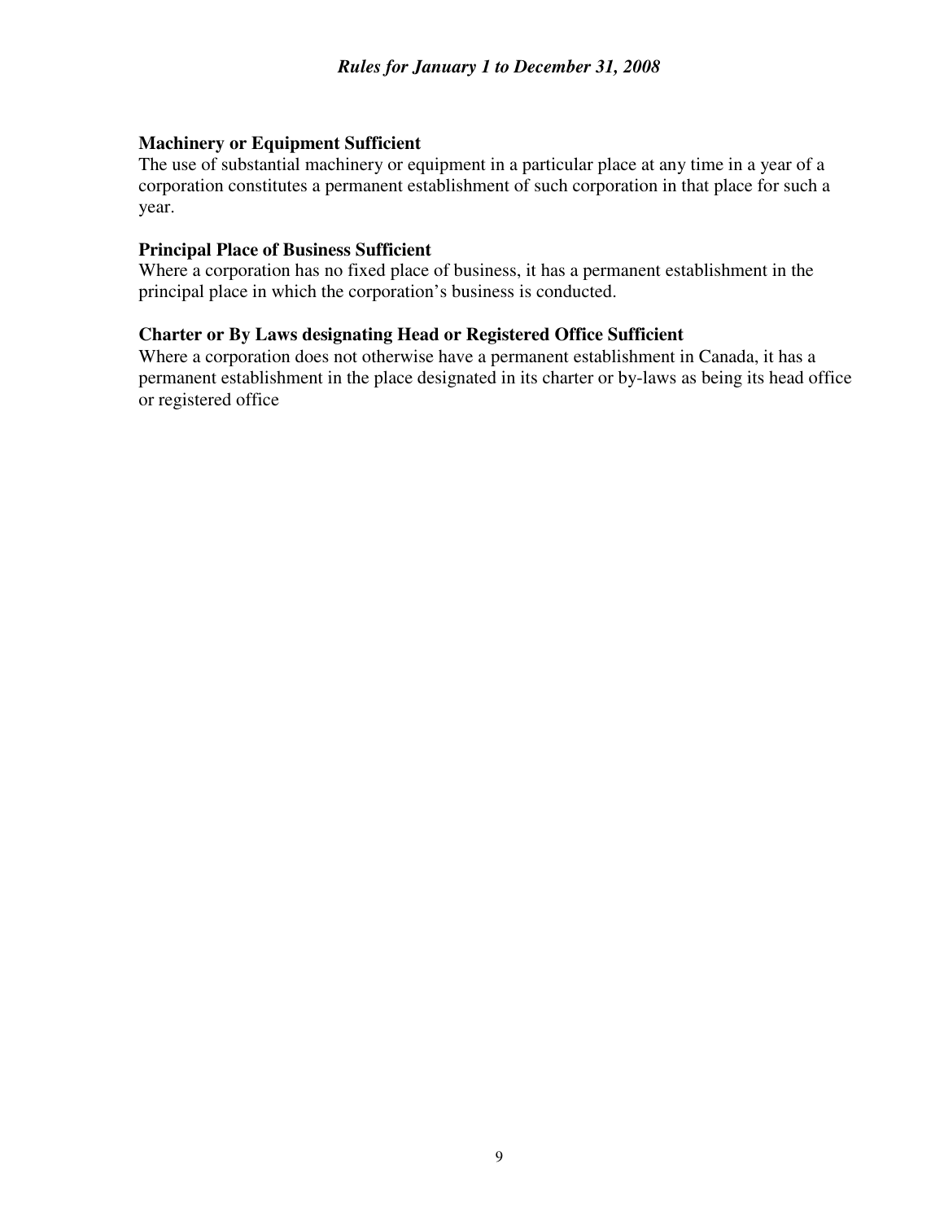**Machinery or Equipment Sufficient**
The use of substantial machinery or equipment in a particular place at any time in a year of a corporation constitutes a permanent establishment of such corporation in that place for such a year.

**Principal Place of Business Sufficient**
Where a corporation has no fixed place of business, it has a permanent establishment in the principal place in which the corporation's business is conducted.

**Charter or By Laws designating Head or Registered Office Sufficient**
Where a corporation does not otherwise have a permanent establishment in Canada, it has a permanent establishment in the place designated in its charter or by-laws as being its head office or registered office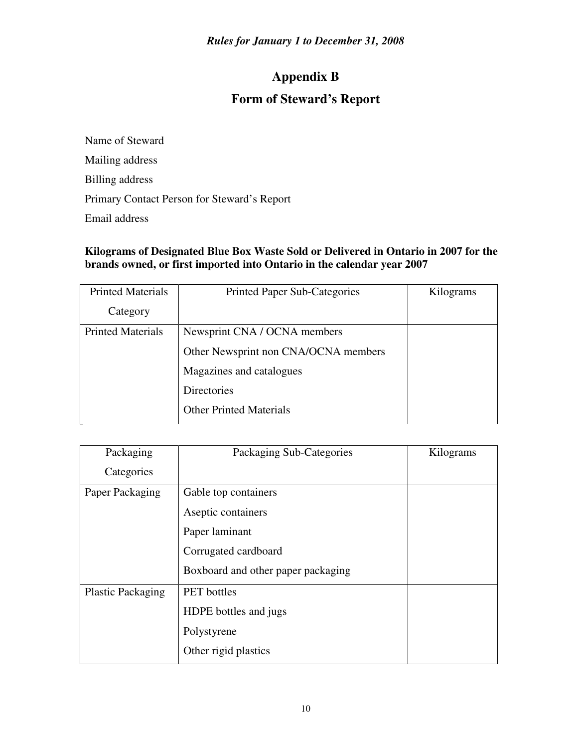*Rules for January 1 to December 31, 2008*

# Appendix B

## Form of Steward's Report

Name of Steward

Mailing address

Billing address

Primary Contact Person for Steward's Report

Email address

**Kilograms of Designated Blue Box Waste Sold or Delivered in Ontario in 2007 for the brands owned, or first imported into Ontario in the calendar year 2007**

| Printed Materials Category | Printed Paper Sub-Categories | Kilograms |
|---|---|---|
| Printed Materials | Newsprint CNA / OCNA members | |
| | Other Newsprint non CNA/OCNA members | |
| | Magazines and catalogues | |
| | Directories | |
| | Other Printed Materials | |

| Packaging Categories | Packaging Sub-Categories | Kilograms |
|---|---|---|
| Paper Packaging | Gable top containers | |
| | Aseptic containers | |
| | Paper laminant | |
| | Corrugated cardboard | |
| | Boxboard and other paper packaging | |
| Plastic Packaging | PET bottles | |
| | HDPE bottles and jugs | |
| | Polystyrene | |
| | Other rigid plastics | |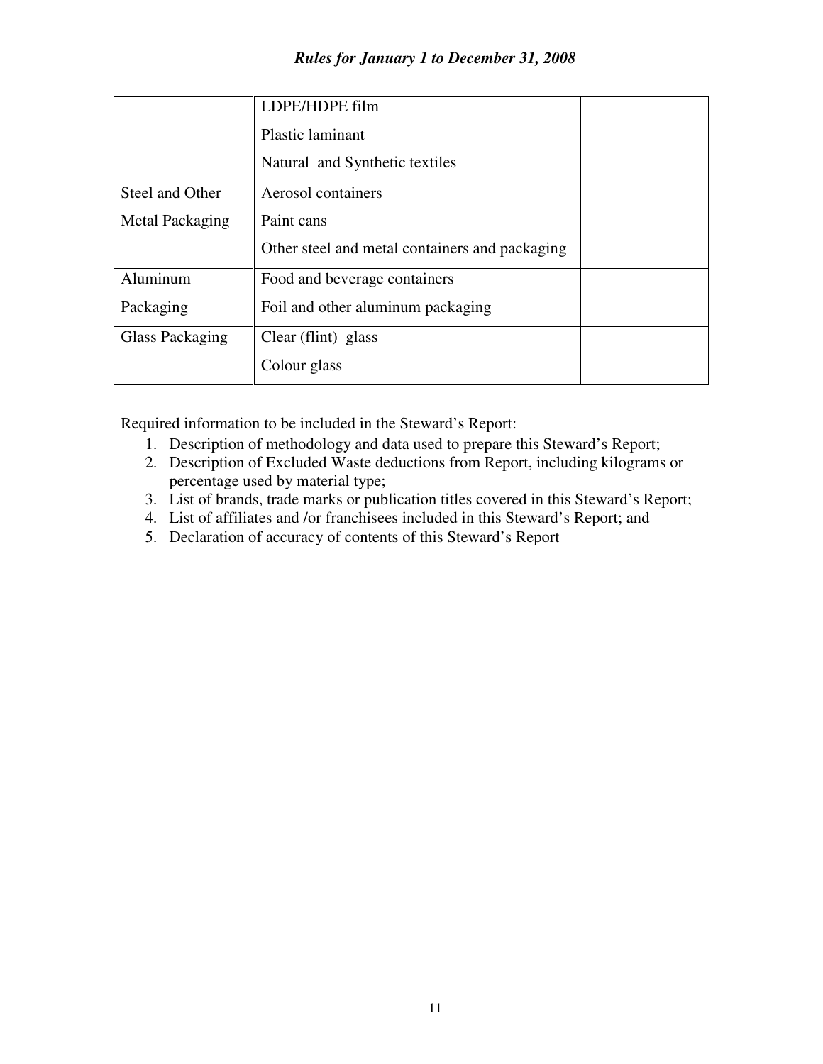| | | |
|---|---|---|
| | LDPE/HDPE film<br>Plastic laminant<br>Natural and Synthetic textiles | |
| Steel and Other Metal Packaging | Aerosol containers<br>Paint cans<br>Other steel and metal containers and packaging | |
| Aluminum Packaging | Food and beverage containers<br>Foil and other aluminum packaging | |
| Glass Packaging | Clear (flint) glass<br>Colour glass | |

Required information to be included in the Steward's Report:

1. Description of methodology and data used to prepare this Steward's Report;
2. Description of Excluded Waste deductions from Report, including kilograms or percentage used by material type;
3. List of brands, trade marks or publication titles covered in this Steward's Report;
4. List of affiliates and /or franchisees included in this Steward's Report; and
5. Declaration of accuracy of contents of this Steward's Report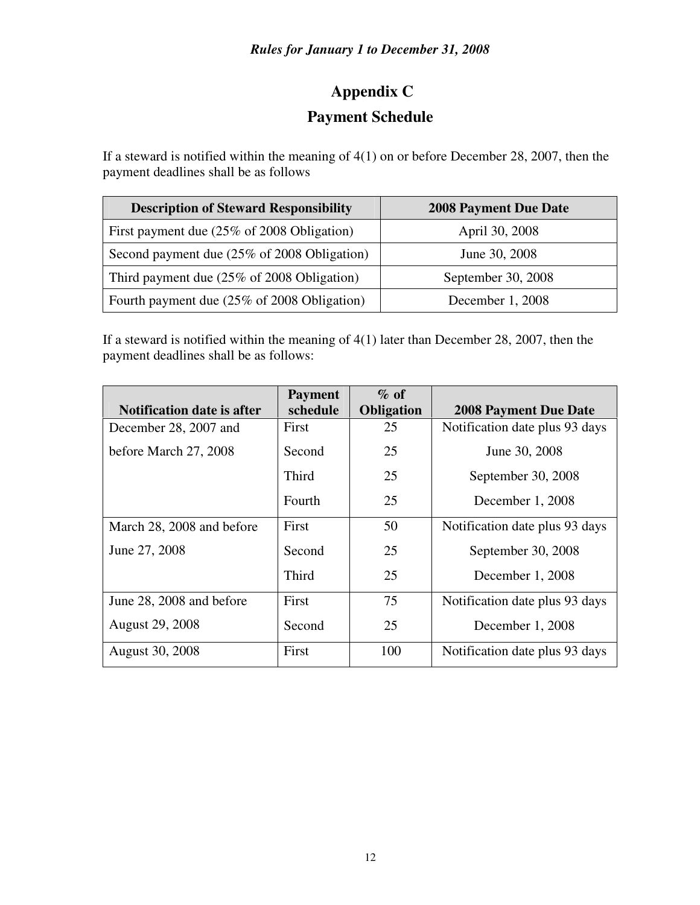# Appendix C

## Payment Schedule

If a steward is notified within the meaning of 4(1) on or before December 28, 2007, then the payment deadlines shall be as follows

| Description of Steward Responsibility | 2008 Payment Due Date |
|---|---|
| First payment due (25% of 2008 Obligation) | April 30, 2008 |
| Second payment due (25% of 2008 Obligation) | June 30, 2008 |
| Third payment due (25% of 2008 Obligation) | September 30, 2008 |
| Fourth payment due (25% of 2008 Obligation) | December 1, 2008 |

If a steward is notified within the meaning of 4(1) later than December 28, 2007, then the payment deadlines shall be as follows:

| Notification date is after | Payment schedule | % of Obligation | 2008 Payment Due Date |
|---|---|---|---|
| December 28, 2007 and before March 27, 2008 | First | 25 | Notification date plus 93 days |
| | Second | 25 | June 30, 2008 |
| | Third | 25 | September 30, 2008 |
| | Fourth | 25 | December 1, 2008 |
| March 28, 2008 and before June 27, 2008 | First | 50 | Notification date plus 93 days |
| | Second | 25 | September 30, 2008 |
| | Third | 25 | December 1, 2008 |
| June 28, 2008 and before August 29, 2008 | First | 75 | Notification date plus 93 days |
| | Second | 25 | December 1, 2008 |
| August 30, 2008 | First | 100 | Notification date plus 93 days |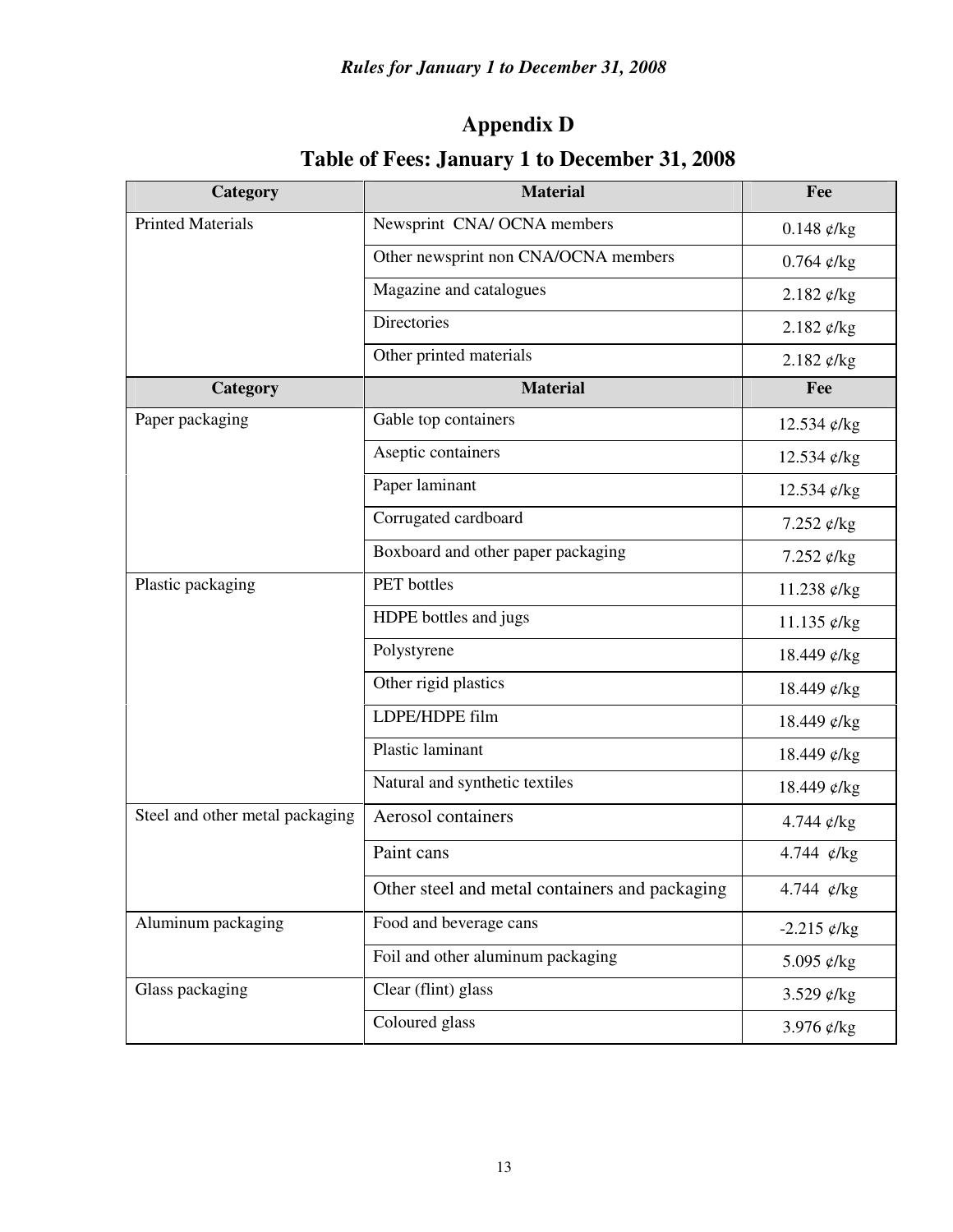# Appendix D

## Table of Fees: January 1 to December 31, 2008

| Category | Material | Fee |
|---|---|---|
| Printed Materials | Newsprint CNA/ OCNA members | 0.148 ¢/kg |
| | Other newsprint non CNA/OCNA members | 0.764 ¢/kg |
| | Magazine and catalogues | 2.182 ¢/kg |
| | Directories | 2.182 ¢/kg |
| | Other printed materials | 2.182 ¢/kg |
| **Category** | **Material** | **Fee** |
| Paper packaging | Gable top containers | 12.534 ¢/kg |
| | Aseptic containers | 12.534 ¢/kg |
| | Paper laminant | 12.534 ¢/kg |
| | Corrugated cardboard | 7.252 ¢/kg |
| | Boxboard and other paper packaging | 7.252 ¢/kg |
| Plastic packaging | PET bottles | 11.238 ¢/kg |
| | HDPE bottles and jugs | 11.135 ¢/kg |
| | Polystyrene | 18.449 ¢/kg |
| | Other rigid plastics | 18.449 ¢/kg |
| | LDPE/HDPE film | 18.449 ¢/kg |
| | Plastic laminant | 18.449 ¢/kg |
| | Natural and synthetic textiles | 18.449 ¢/kg |
| Steel and other metal packaging | Aerosol containers | 4.744 ¢/kg |
| | Paint cans | 4.744 ¢/kg |
| | Other steel and metal containers and packaging | 4.744 ¢/kg |
| Aluminum packaging | Food and beverage cans | -2.215 ¢/kg |
| | Foil and other aluminum packaging | 5.095 ¢/kg |
| Glass packaging | Clear (flint) glass | 3.529 ¢/kg |
| | Coloured glass | 3.976 ¢/kg |